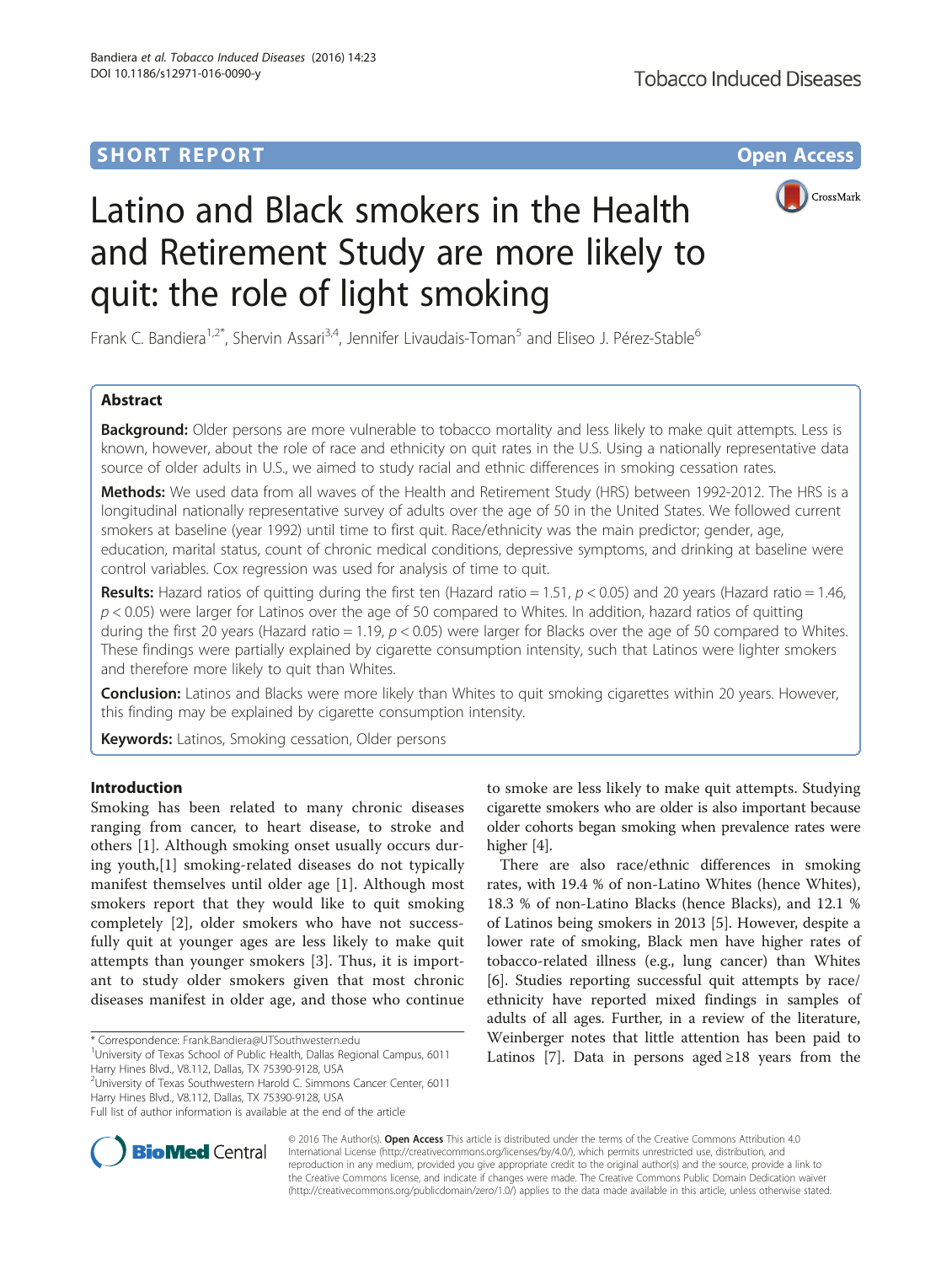SHORT REPORT

Open Access

# Latino and Black smokers in the Health and Retirement Study are more likely to quit: the role of light smoking

Frank C. Bandiera[1,2*], Shervin Assari[3,4], Jennifer Livaudais-Toman[5] and Eliseo J. Pérez-Stable[6]

## Abstract

**Background:** Older persons are more vulnerable to tobacco mortality and less likely to make quit attempts. Less is known, however, about the role of race and ethnicity on quit rates in the U.S. Using a nationally representative data source of older adults in U.S., we aimed to study racial and ethnic differences in smoking cessation rates.

**Methods:** We used data from all waves of the Health and Retirement Study (HRS) between 1992-2012. The HRS is a longitudinal nationally representative survey of adults over the age of 50 in the United States. We followed current smokers at baseline (year 1992) until time to first quit. Race/ethnicity was the main predictor; gender, age, education, marital status, count of chronic medical conditions, depressive symptoms, and drinking at baseline were control variables. Cox regression was used for analysis of time to quit.

**Results:** Hazard ratios of quitting during the first ten (Hazard ratio = 1.51, $p < 0.05$) and 20 years (Hazard ratio = 1.46, $p < 0.05$) were larger for Latinos over the age of 50 compared to Whites. In addition, hazard ratios of quitting during the first 20 years (Hazard ratio = 1.19, $p < 0.05$) were larger for Blacks over the age of 50 compared to Whites. These findings were partially explained by cigarette consumption intensity, such that Latinos were lighter smokers and therefore more likely to quit than Whites.

**Conclusion:** Latinos and Blacks were more likely than Whites to quit smoking cigarettes within 20 years. However, this finding may be explained by cigarette consumption intensity.

**Keywords:** Latinos, Smoking cessation, Older persons

## Introduction

Smoking has been related to many chronic diseases ranging from cancer, to heart disease, to stroke and others [1]. Although smoking onset usually occurs during youth,[1] smoking-related diseases do not typically manifest themselves until older age [1]. Although most smokers report that they would like to quit smoking completely [2], older smokers who have not successfully quit at younger ages are less likely to make quit attempts than younger smokers [3]. Thus, it is important to study older smokers given that most chronic diseases manifest in older age, and those who continue to smoke are less likely to make quit attempts. Studying cigarette smokers who are older is also important because older cohorts began smoking when prevalence rates were higher [4].

There are also race/ethnic differences in smoking rates, with 19.4 % of non-Latino Whites (hence Whites), 18.3 % of non-Latino Blacks (hence Blacks), and 12.1 % of Latinos being smokers in 2013 [5]. However, despite a lower rate of smoking, Black men have higher rates of tobacco-related illness (e.g., lung cancer) than Whites [6]. Studies reporting successful quit attempts by race/ethnicity have reported mixed findings in samples of adults of all ages. Further, in a review of the literature, Weinberger notes that little attention has been paid to Latinos [7]. Data in persons aged ≥18 years from the

\* Correspondence: Frank.Bandiera@UTSouthwestern.edu

[1]University of Texas School of Public Health, Dallas Regional Campus, 6011 Harry Hines Blvd., V8.112, Dallas, TX 75390-9128, USA

[2]University of Texas Southwestern Harold C. Simmons Cancer Center, 6011 Harry Hines Blvd., V8.112, Dallas, TX 75390-9128, USA

Full list of author information is available at the end of the article

© 2016 The Author(s). **Open Access** This article is distributed under the terms of the Creative Commons Attribution 4.0 International License (http://creativecommons.org/licenses/by/4.0/), which permits unrestricted use, distribution, and reproduction in any medium, provided you give appropriate credit to the original author(s) and the source, provide a link to the Creative Commons license, and indicate if changes were made. The Creative Commons Public Domain Dedication waiver (http://creativecommons.org/publicdomain/zero/1.0/) applies to the data made available in this article, unless otherwise stated.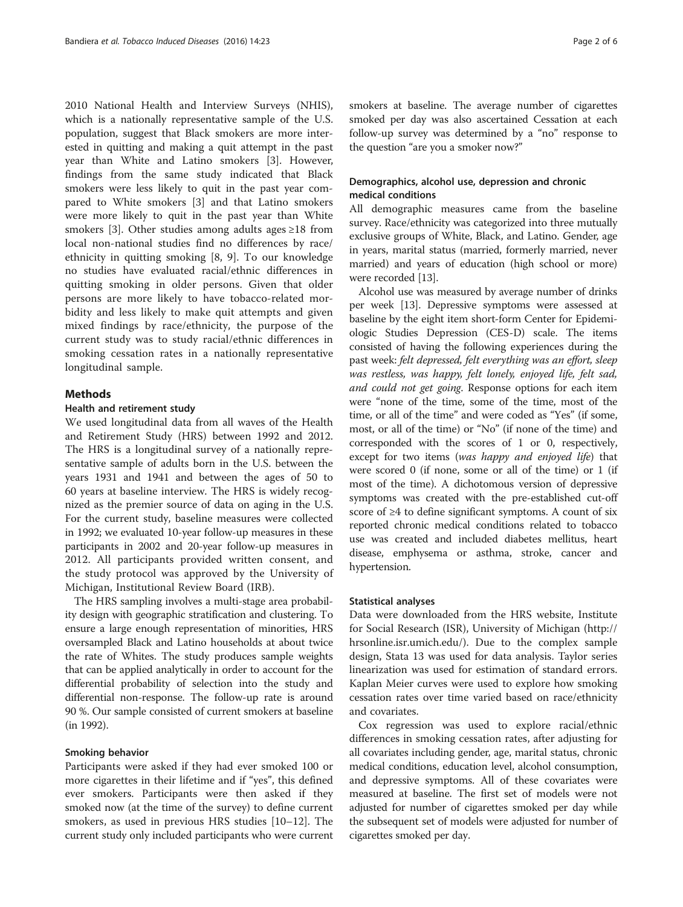2010 National Health and Interview Surveys (NHIS), which is a nationally representative sample of the U.S. population, suggest that Black smokers are more interested in quitting and making a quit attempt in the past year than White and Latino smokers [3]. However, findings from the same study indicated that Black smokers were less likely to quit in the past year compared to White smokers [3] and that Latino smokers were more likely to quit in the past year than White smokers [3]. Other studies among adults ages ≥18 from local non-national studies find no differences by race/ethnicity in quitting smoking [8, 9]. To our knowledge no studies have evaluated racial/ethnic differences in quitting smoking in older persons. Given that older persons are more likely to have tobacco-related morbidity and less likely to make quit attempts and given mixed findings by race/ethnicity, the purpose of the current study was to study racial/ethnic differences in smoking cessation rates in a nationally representative longitudinal sample.

## Methods

### Health and retirement study

We used longitudinal data from all waves of the Health and Retirement Study (HRS) between 1992 and 2012. The HRS is a longitudinal survey of a nationally representative sample of adults born in the U.S. between the years 1931 and 1941 and between the ages of 50 to 60 years at baseline interview. The HRS is widely recognized as the premier source of data on aging in the U.S. For the current study, baseline measures were collected in 1992; we evaluated 10-year follow-up measures in these participants in 2002 and 20-year follow-up measures in 2012. All participants provided written consent, and the study protocol was approved by the University of Michigan, Institutional Review Board (IRB).

The HRS sampling involves a multi-stage area probability design with geographic stratification and clustering. To ensure a large enough representation of minorities, HRS oversampled Black and Latino households at about twice the rate of Whites. The study produces sample weights that can be applied analytically in order to account for the differential probability of selection into the study and differential non-response. The follow-up rate is around 90 %. Our sample consisted of current smokers at baseline (in 1992).

### Smoking behavior

Participants were asked if they had ever smoked 100 or more cigarettes in their lifetime and if "yes", this defined ever smokers. Participants were then asked if they smoked now (at the time of the survey) to define current smokers, as used in previous HRS studies [10–12]. The current study only included participants who were current smokers at baseline. The average number of cigarettes smoked per day was also ascertained Cessation at each follow-up survey was determined by a "no" response to the question "are you a smoker now?"

### Demographics, alcohol use, depression and chronic medical conditions

All demographic measures came from the baseline survey. Race/ethnicity was categorized into three mutually exclusive groups of White, Black, and Latino. Gender, age in years, marital status (married, formerly married, never married) and years of education (high school or more) were recorded [13].

Alcohol use was measured by average number of drinks per week [13]. Depressive symptoms were assessed at baseline by the eight item short-form Center for Epidemiologic Studies Depression (CES-D) scale. The items consisted of having the following experiences during the past week: *felt depressed, felt everything was an effort, sleep was restless, was happy, felt lonely, enjoyed life, felt sad, and could not get going*. Response options for each item were "none of the time, some of the time, most of the time, or all of the time" and were coded as "Yes" (if some, most, or all of the time) or "No" (if none of the time) and corresponded with the scores of 1 or 0, respectively, except for two items (*was happy and enjoyed life*) that were scored 0 (if none, some or all of the time) or 1 (if most of the time). A dichotomous version of depressive symptoms was created with the pre-established cut-off score of ≥4 to define significant symptoms. A count of six reported chronic medical conditions related to tobacco use was created and included diabetes mellitus, heart disease, emphysema or asthma, stroke, cancer and hypertension.

### Statistical analyses

Data were downloaded from the HRS website, Institute for Social Research (ISR), University of Michigan (http://hrsonline.isr.umich.edu/). Due to the complex sample design, Stata 13 was used for data analysis. Taylor series linearization was used for estimation of standard errors. Kaplan Meier curves were used to explore how smoking cessation rates over time varied based on race/ethnicity and covariates.

Cox regression was used to explore racial/ethnic differences in smoking cessation rates, after adjusting for all covariates including gender, age, marital status, chronic medical conditions, education level, alcohol consumption, and depressive symptoms. All of these covariates were measured at baseline. The first set of models were not adjusted for number of cigarettes smoked per day while the subsequent set of models were adjusted for number of cigarettes smoked per day.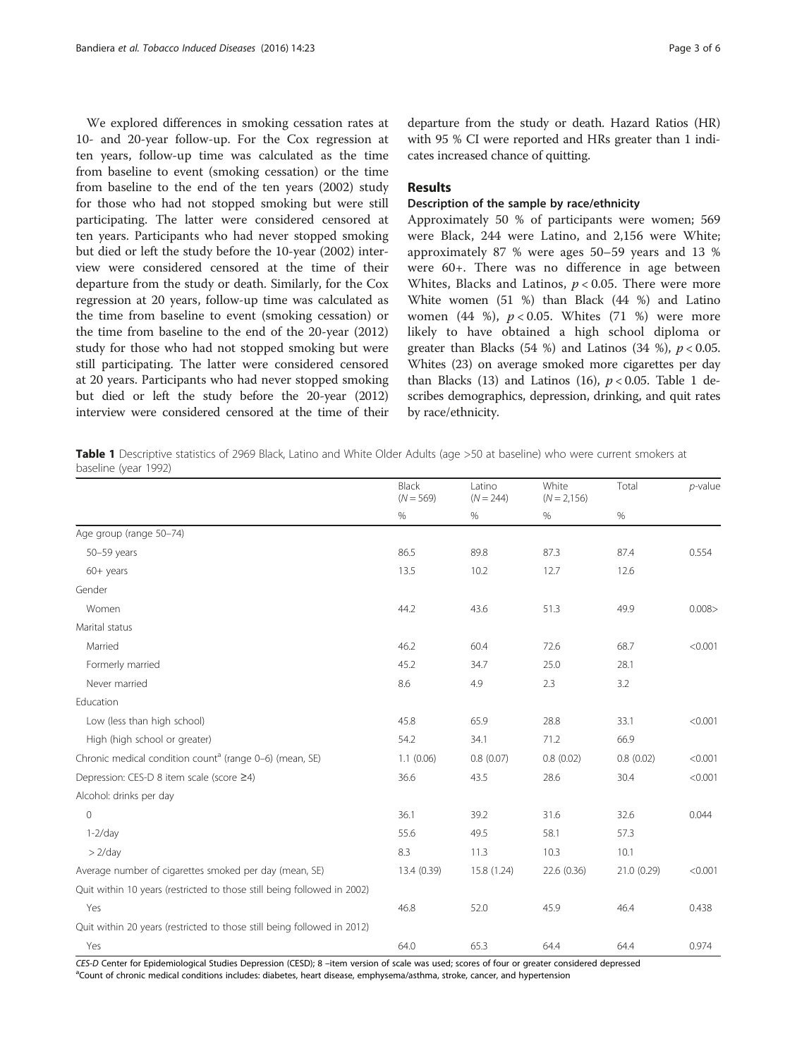We explored differences in smoking cessation rates at 10- and 20-year follow-up. For the Cox regression at ten years, follow-up time was calculated as the time from baseline to event (smoking cessation) or the time from baseline to the end of the ten years (2002) study for those who had not stopped smoking but were still participating. The latter were considered censored at ten years. Participants who had never stopped smoking but died or left the study before the 10-year (2002) interview were considered censored at the time of their departure from the study or death. Similarly, for the Cox regression at 20 years, follow-up time was calculated as the time from baseline to event (smoking cessation) or the time from baseline to the end of the 20-year (2012) study for those who had not stopped smoking but were still participating. The latter were considered censored at 20 years. Participants who had never stopped smoking but died or left the study before the 20-year (2012) interview were considered censored at the time of their departure from the study or death. Hazard Ratios (HR) with 95 % CI were reported and HRs greater than 1 indicates increased chance of quitting.

## Results

### Description of the sample by race/ethnicity

Approximately 50 % of participants were women; 569 were Black, 244 were Latino, and 2,156 were White; approximately 87 % were ages 50–59 years and 13 % were 60+. There was no difference in age between Whites, Blacks and Latinos, $p < 0.05$. There were more White women (51 %) than Black (44 %) and Latino women (44 %), $p < 0.05$. Whites (71 %) were more likely to have obtained a high school diploma or greater than Blacks (54 %) and Latinos (34 %), $p < 0.05$. Whites (23) on average smoked more cigarettes per day than Blacks (13) and Latinos (16), $p < 0.05$. Table 1 describes demographics, depression, drinking, and quit rates by race/ethnicity.

**Table 1** Descriptive statistics of 2969 Black, Latino and White Older Adults (age >50 at baseline) who were current smokers at baseline (year 1992)

| | Black (N = 569) | Latino (N = 244) | White (N = 2,156) | Total | p-value |
|---|---|---|---|---|---|
| | % | % | % | % | |
| Age group (range 50–74) | | | | | |
| 50–59 years | 86.5 | 89.8 | 87.3 | 87.4 | 0.554 |
| 60+ years | 13.5 | 10.2 | 12.7 | 12.6 | |
| Gender | | | | | |
| Women | 44.2 | 43.6 | 51.3 | 49.9 | 0.008> |
| Marital status | | | | | |
| Married | 46.2 | 60.4 | 72.6 | 68.7 | <0.001 |
| Formerly married | 45.2 | 34.7 | 25.0 | 28.1 | |
| Never married | 8.6 | 4.9 | 2.3 | 3.2 | |
| Education | | | | | |
| Low (less than high school) | 45.8 | 65.9 | 28.8 | 33.1 | <0.001 |
| High (high school or greater) | 54.2 | 34.1 | 71.2 | 66.9 | |
| Chronic medical condition count[a] (range 0–6) (mean, SE) | 1.1 (0.06) | 0.8 (0.07) | 0.8 (0.02) | 0.8 (0.02) | <0.001 |
| Depression: CES-D 8 item scale (score ≥4) | 36.6 | 43.5 | 28.6 | 30.4 | <0.001 |
| Alcohol: drinks per day | | | | | |
| 0 | 36.1 | 39.2 | 31.6 | 32.6 | 0.044 |
| 1-2/day | 55.6 | 49.5 | 58.1 | 57.3 | |
| > 2/day | 8.3 | 11.3 | 10.3 | 10.1 | |
| Average number of cigarettes smoked per day (mean, SE) | 13.4 (0.39) | 15.8 (1.24) | 22.6 (0.36) | 21.0 (0.29) | <0.001 |
| Quit within 10 years (restricted to those still being followed in 2002) | | | | | |
| Yes | 46.8 | 52.0 | 45.9 | 46.4 | 0.438 |
| Quit within 20 years (restricted to those still being followed in 2012) | | | | | |
| Yes | 64.0 | 65.3 | 64.4 | 64.4 | 0.974 |

*CES-D* Center for Epidemiological Studies Depression (CESD); 8 –item version of scale was used; scores of four or greater considered depressed
[a]Count of chronic medical conditions includes: diabetes, heart disease, emphysema/asthma, stroke, cancer, and hypertension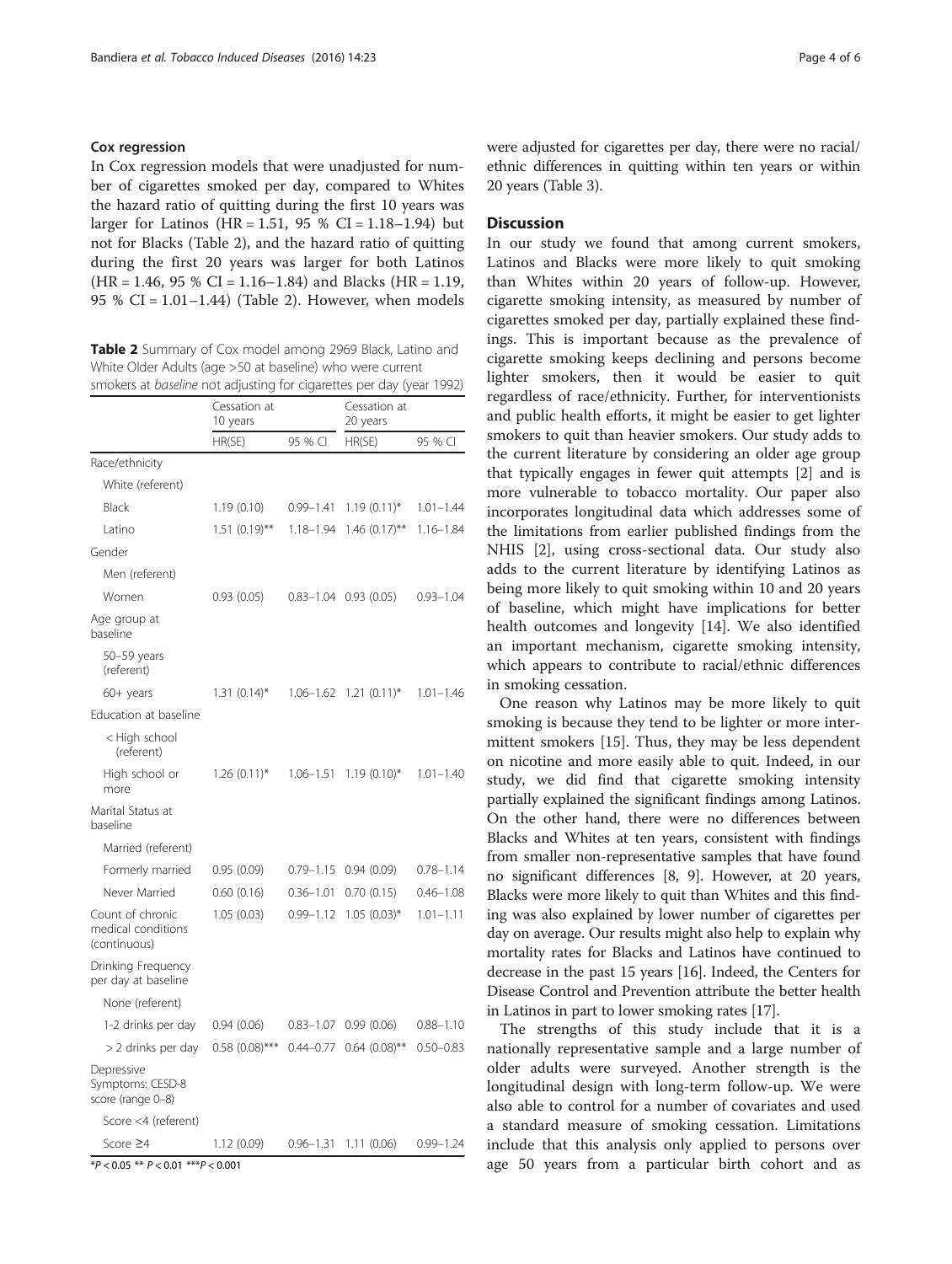### Cox regression

In Cox regression models that were unadjusted for number of cigarettes smoked per day, compared to Whites the hazard ratio of quitting during the first 10 years was larger for Latinos (HR = 1.51, 95 % CI = 1.18–1.94) but not for Blacks (Table 2), and the hazard ratio of quitting during the first 20 years was larger for both Latinos (HR = 1.46, 95 % CI = 1.16–1.84) and Blacks (HR = 1.19, 95 % CI = 1.01–1.44) (Table 2). However, when models were adjusted for cigarettes per day, there were no racial/ethnic differences in quitting within ten years or within 20 years (Table 3).

**Table 2** Summary of Cox model among 2969 Black, Latino and White Older Adults (age >50 at baseline) who were current smokers at *baseline* not adjusting for cigarettes per day (year 1992)

| | Cessation at 10 years | | Cessation at 20 years | |
|---|---|---|---|---|
| | HR(SE) | 95 % CI | HR(SE) | 95 % CI |
| Race/ethnicity | | | | |
| White (referent) | | | | |
| Black | 1.19 (0.10) | 0.99–1.41 | 1.19 (0.11)* | 1.01–1.44 |
| Latino | 1.51 (0.19)** | 1.18–1.94 | 1.46 (0.17)** | 1.16–1.84 |
| Gender | | | | |
| Men (referent) | | | | |
| Women | 0.93 (0.05) | 0.83–1.04 | 0.93 (0.05) | 0.93–1.04 |
| Age group at baseline | | | | |
| 50–59 years (referent) | | | | |
| 60+ years | 1.31 (0.14)* | 1.06–1.62 | 1.21 (0.11)* | 1.01–1.46 |
| Education at baseline | | | | |
| < High school (referent) | | | | |
| High school or more | 1.26 (0.11)* | 1.06–1.51 | 1.19 (0.10)* | 1.01–1.40 |
| Marital Status at baseline | | | | |
| Married (referent) | | | | |
| Formerly married | 0.95 (0.09) | 0.79–1.15 | 0.94 (0.09) | 0.78–1.14 |
| Never Married | 0.60 (0.16) | 0.36–1.01 | 0.70 (0.15) | 0.46–1.08 |
| Count of chronic medical conditions (continuous) | 1.05 (0.03) | 0.99–1.12 | 1.05 (0.03)* | 1.01–1.11 |
| Drinking Frequency per day at baseline | | | | |
| None (referent) | | | | |
| 1-2 drinks per day | 0.94 (0.06) | 0.83–1.07 | 0.99 (0.06) | 0.88–1.10 |
| > 2 drinks per day | 0.58 (0.08)*** | 0.44–0.77 | 0.64 (0.08)** | 0.50–0.83 |
| Depressive Symptoms: CESD-8 score (range 0–8) | | | | |
| Score <4 (referent) | | | | |
| Score ≥4 | 1.12 (0.09) | 0.96–1.31 | 1.11 (0.06) | 0.99–1.24 |

*P < 0.05 ** P < 0.01 ***P < 0.001

## Discussion

In our study we found that among current smokers, Latinos and Blacks were more likely to quit smoking than Whites within 20 years of follow-up. However, cigarette smoking intensity, as measured by number of cigarettes smoked per day, partially explained these findings. This is important because as the prevalence of cigarette smoking keeps declining and persons become lighter smokers, then it would be easier to quit regardless of race/ethnicity. Further, for interventionists and public health efforts, it might be easier to get lighter smokers to quit than heavier smokers. Our study adds to the current literature by considering an older age group that typically engages in fewer quit attempts [2] and is more vulnerable to tobacco mortality. Our paper also incorporates longitudinal data which addresses some of the limitations from earlier published findings from the NHIS [2], using cross-sectional data. Our study also adds to the current literature by identifying Latinos as being more likely to quit smoking within 10 and 20 years of baseline, which might have implications for better health outcomes and longevity [14]. We also identified an important mechanism, cigarette smoking intensity, which appears to contribute to racial/ethnic differences in smoking cessation.

One reason why Latinos may be more likely to quit smoking is because they tend to be lighter or more intermittent smokers [15]. Thus, they may be less dependent on nicotine and more easily able to quit. Indeed, in our study, we did find that cigarette smoking intensity partially explained the significant findings among Latinos. On the other hand, there were no differences between Blacks and Whites at ten years, consistent with findings from smaller non-representative samples that have found no significant differences [8, 9]. However, at 20 years, Blacks were more likely to quit than Whites and this finding was also explained by lower number of cigarettes per day on average. Our results might also help to explain why mortality rates for Blacks and Latinos have continued to decrease in the past 15 years [16]. Indeed, the Centers for Disease Control and Prevention attribute the better health in Latinos in part to lower smoking rates [17].

The strengths of this study include that it is a nationally representative sample and a large number of older adults were surveyed. Another strength is the longitudinal design with long-term follow-up. We were also able to control for a number of covariates and used a standard measure of smoking cessation. Limitations include that this analysis only applied to persons over age 50 years from a particular birth cohort and as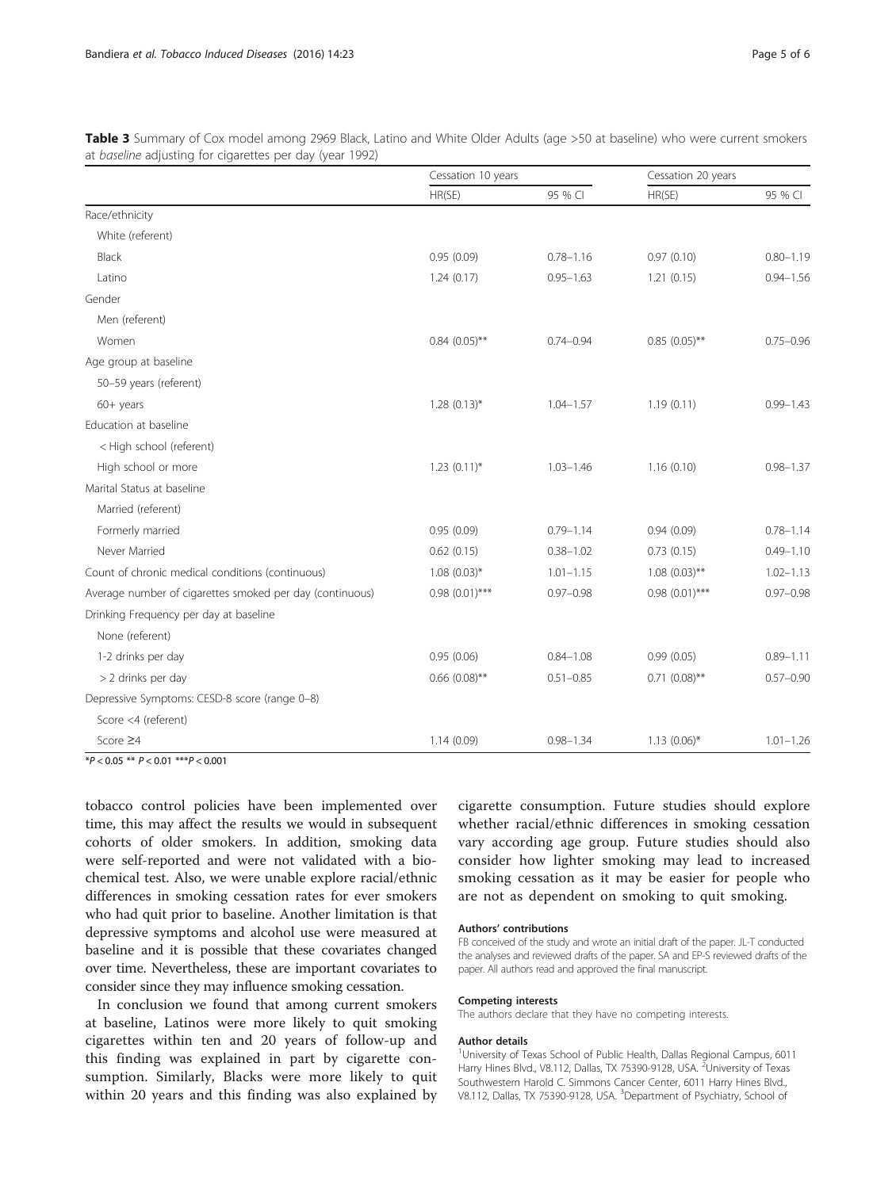**Table 3** Summary of Cox model among 2969 Black, Latino and White Older Adults (age >50 at baseline) who were current smokers at *baseline* adjusting for cigarettes per day (year 1992)

| | Cessation 10 years | | Cessation 20 years | |
|---|---|---|---|---|
| | HR(SE) | 95 % CI | HR(SE) | 95 % CI |
| Race/ethnicity | | | | |
| White (referent) | | | | |
| Black | 0.95 (0.09) | 0.78–1.16 | 0.97 (0.10) | 0.80–1.19 |
| Latino | 1.24 (0.17) | 0.95–1.63 | 1.21 (0.15) | 0.94–1.56 |
| Gender | | | | |
| Men (referent) | | | | |
| Women | 0.84 (0.05)** | 0.74–0.94 | 0.85 (0.05)** | 0.75–0.96 |
| Age group at baseline | | | | |
| 50–59 years (referent) | | | | |
| 60+ years | 1.28 (0.13)* | 1.04–1.57 | 1.19 (0.11) | 0.99–1.43 |
| Education at baseline | | | | |
| < High school (referent) | | | | |
| High school or more | 1.23 (0.11)* | 1.03–1.46 | 1.16 (0.10) | 0.98–1.37 |
| Marital Status at baseline | | | | |
| Married (referent) | | | | |
| Formerly married | 0.95 (0.09) | 0.79–1.14 | 0.94 (0.09) | 0.78–1.14 |
| Never Married | 0.62 (0.15) | 0.38–1.02 | 0.73 (0.15) | 0.49–1.10 |
| Count of chronic medical conditions (continuous) | 1.08 (0.03)* | 1.01–1.15 | 1.08 (0.03)** | 1.02–1.13 |
| Average number of cigarettes smoked per day (continuous) | 0.98 (0.01)*** | 0.97–0.98 | 0.98 (0.01)*** | 0.97–0.98 |
| Drinking Frequency per day at baseline | | | | |
| None (referent) | | | | |
| 1-2 drinks per day | 0.95 (0.06) | 0.84–1.08 | 0.99 (0.05) | 0.89–1.11 |
| > 2 drinks per day | 0.66 (0.08)** | 0.51–0.85 | 0.71 (0.08)** | 0.57–0.90 |
| Depressive Symptoms: CESD-8 score (range 0–8) | | | | |
| Score <4 (referent) | | | | |
| Score ≥4 | 1.14 (0.09) | 0.98–1.34 | 1.13 (0.06)* | 1.01–1.26 |

*$P < 0.05$ ** $P < 0.01$ ***$P < 0.001$

tobacco control policies have been implemented over time, this may affect the results we would in subsequent cohorts of older smokers. In addition, smoking data were self-reported and were not validated with a biochemical test. Also, we were unable explore racial/ethnic differences in smoking cessation rates for ever smokers who had quit prior to baseline. Another limitation is that depressive symptoms and alcohol use were measured at baseline and it is possible that these covariates changed over time. Nevertheless, these are important covariates to consider since they may influence smoking cessation.

In conclusion we found that among current smokers at baseline, Latinos were more likely to quit smoking cigarettes within ten and 20 years of follow-up and this finding was explained in part by cigarette consumption. Similarly, Blacks were more likely to quit within 20 years and this finding was also explained by cigarette consumption. Future studies should explore whether racial/ethnic differences in smoking cessation vary according age group. Future studies should also consider how lighter smoking may lead to increased smoking cessation as it may be easier for people who are not as dependent on smoking to quit smoking.

#### Authors' contributions

FB conceived of the study and wrote an initial draft of the paper. JL-T conducted the analyses and reviewed drafts of the paper. SA and EP-S reviewed drafts of the paper. All authors read and approved the final manuscript.

#### Competing interests

The authors declare that they have no competing interests.

#### Author details

[1]University of Texas School of Public Health, Dallas Regional Campus, 6011 Harry Hines Blvd., V8.112, Dallas, TX 75390-9128, USA. [2]University of Texas Southwestern Harold C. Simmons Cancer Center, 6011 Harry Hines Blvd., V8.112, Dallas, TX 75390-9128, USA. [3]Department of Psychiatry, School of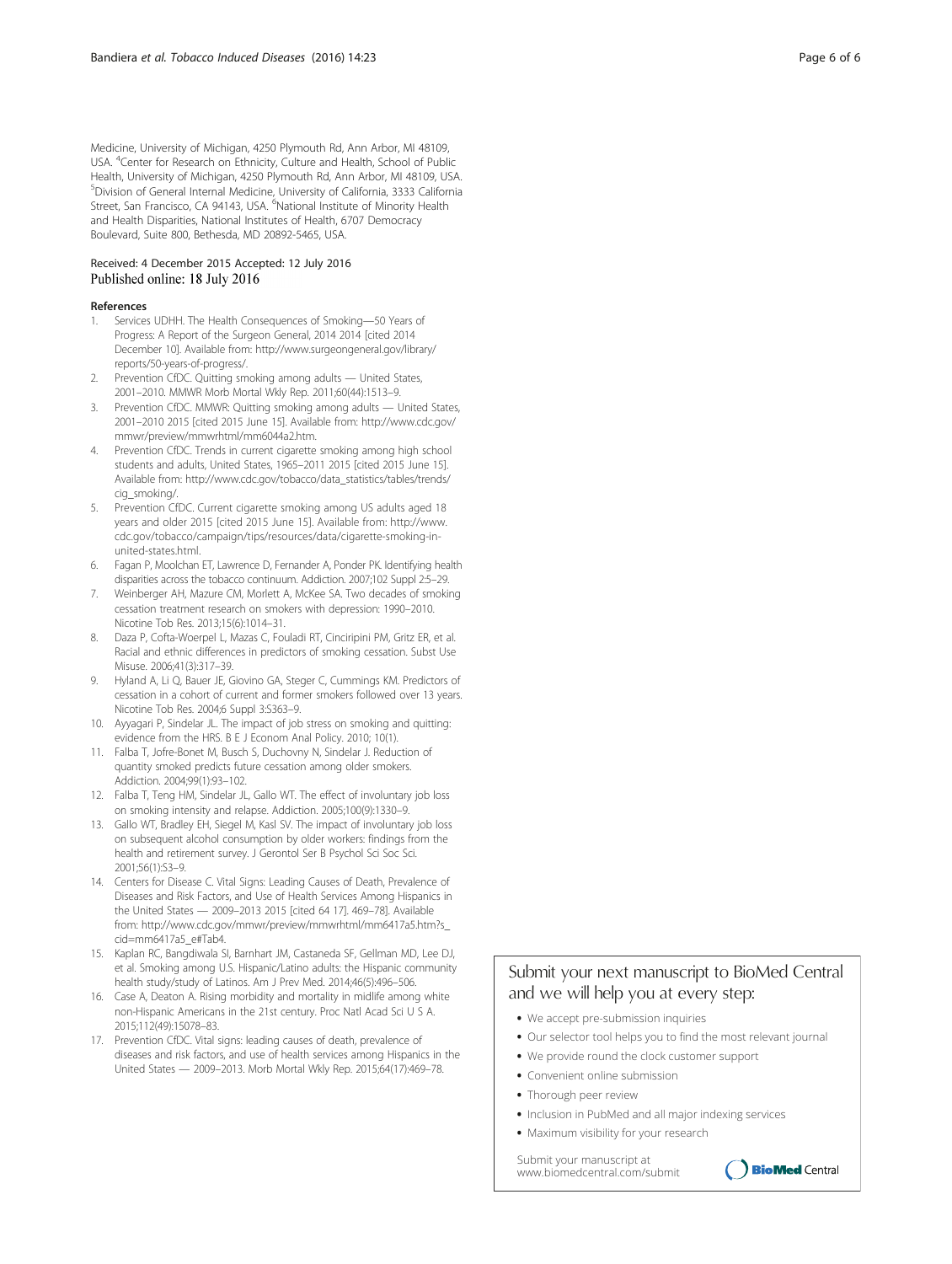Medicine, University of Michigan, 4250 Plymouth Rd, Ann Arbor, MI 48109, USA. [4]Center for Research on Ethnicity, Culture and Health, School of Public Health, University of Michigan, 4250 Plymouth Rd, Ann Arbor, MI 48109, USA. [5]Division of General Internal Medicine, University of California, 3333 California Street, San Francisco, CA 94143, USA. [6]National Institute of Minority Health and Health Disparities, National Institutes of Health, 6707 Democracy Boulevard, Suite 800, Bethesda, MD 20892-5465, USA.

Received: 4 December 2015 Accepted: 12 July 2016
Published online: 18 July 2016

## References

1. Services UDHH. The Health Consequences of Smoking—50 Years of Progress: A Report of the Surgeon General, 2014 2014 [cited 2014 December 10]. Available from: http://www.surgeongeneral.gov/library/reports/50-years-of-progress/.
2. Prevention CfDC. Quitting smoking among adults — United States, 2001–2010. MMWR Morb Mortal Wkly Rep. 2011;60(44):1513–9.
3. Prevention CfDC. MMWR: Quitting smoking among adults — United States, 2001–2010 2015 [cited 2015 June 15]. Available from: http://www.cdc.gov/mmwr/preview/mmwrhtml/mm6044a2.htm.
4. Prevention CfDC. Trends in current cigarette smoking among high school students and adults, United States, 1965–2011 2015 [cited 2015 June 15]. Available from: http://www.cdc.gov/tobacco/data_statistics/tables/trends/cig_smoking/.
5. Prevention CfDC. Current cigarette smoking among US adults aged 18 years and older 2015 [cited 2015 June 15]. Available from: http://www.cdc.gov/tobacco/campaign/tips/resources/data/cigarette-smoking-in-united-states.html.
6. Fagan P, Moolchan ET, Lawrence D, Fernander A, Ponder PK. Identifying health disparities across the tobacco continuum. Addiction. 2007;102 Suppl 2:5–29.
7. Weinberger AH, Mazure CM, Morlett A, McKee SA. Two decades of smoking cessation treatment research on smokers with depression: 1990–2010. Nicotine Tob Res. 2013;15(6):1014–31.
8. Daza P, Cofta-Woerpel L, Mazas C, Fouladi RT, Cinciripini PM, Gritz ER, et al. Racial and ethnic differences in predictors of smoking cessation. Subst Use Misuse. 2006;41(3):317–39.
9. Hyland A, Li Q, Bauer JE, Giovino GA, Steger C, Cummings KM. Predictors of cessation in a cohort of current and former smokers followed over 13 years. Nicotine Tob Res. 2004;6 Suppl 3:S363–9.
10. Ayyagari P, Sindelar JL. The impact of job stress on smoking and quitting: evidence from the HRS. B E J Econom Anal Policy. 2010; 10(1).
11. Falba T, Jofre-Bonet M, Busch S, Duchovny N, Sindelar J. Reduction of quantity smoked predicts future cessation among older smokers. Addiction. 2004;99(1):93–102.
12. Falba T, Teng HM, Sindelar JL, Gallo WT. The effect of involuntary job loss on smoking intensity and relapse. Addiction. 2005;100(9):1330–9.
13. Gallo WT, Bradley EH, Siegel M, Kasl SV. The impact of involuntary job loss on subsequent alcohol consumption by older workers: findings from the health and retirement survey. J Gerontol Ser B Psychol Sci Soc Sci. 2001;56(1):S3–9.
14. Centers for Disease C. Vital Signs: Leading Causes of Death, Prevalence of Diseases and Risk Factors, and Use of Health Services Among Hispanics in the United States — 2009–2013 2015 [cited 64 17]. 469–78]. Available from: http://www.cdc.gov/mmwr/preview/mmwrhtml/mm6417a5.htm?s_cid=mm6417a5_e#Tab4.
15. Kaplan RC, Bangdiwala SI, Barnhart JM, Castaneda SF, Gellman MD, Lee DJ, et al. Smoking among U.S. Hispanic/Latino adults: the Hispanic community health study/study of Latinos. Am J Prev Med. 2014;46(5):496–506.
16. Case A, Deaton A. Rising morbidity and mortality in midlife among white non-Hispanic Americans in the 21st century. Proc Natl Acad Sci U S A. 2015;112(49):15078–83.
17. Prevention CfDC. Vital signs: leading causes of death, prevalence of diseases and risk factors, and use of health services among Hispanics in the United States — 2009–2013. Morb Mortal Wkly Rep. 2015;64(17):469–78.

Submit your next manuscript to BioMed Central and we will help you at every step:

- We accept pre-submission inquiries
- Our selector tool helps you to find the most relevant journal
- We provide round the clock customer support
- Convenient online submission
- Thorough peer review
- Inclusion in PubMed and all major indexing services
- Maximum visibility for your research

Submit your manuscript at www.biomedcentral.com/submit

BioMed Central